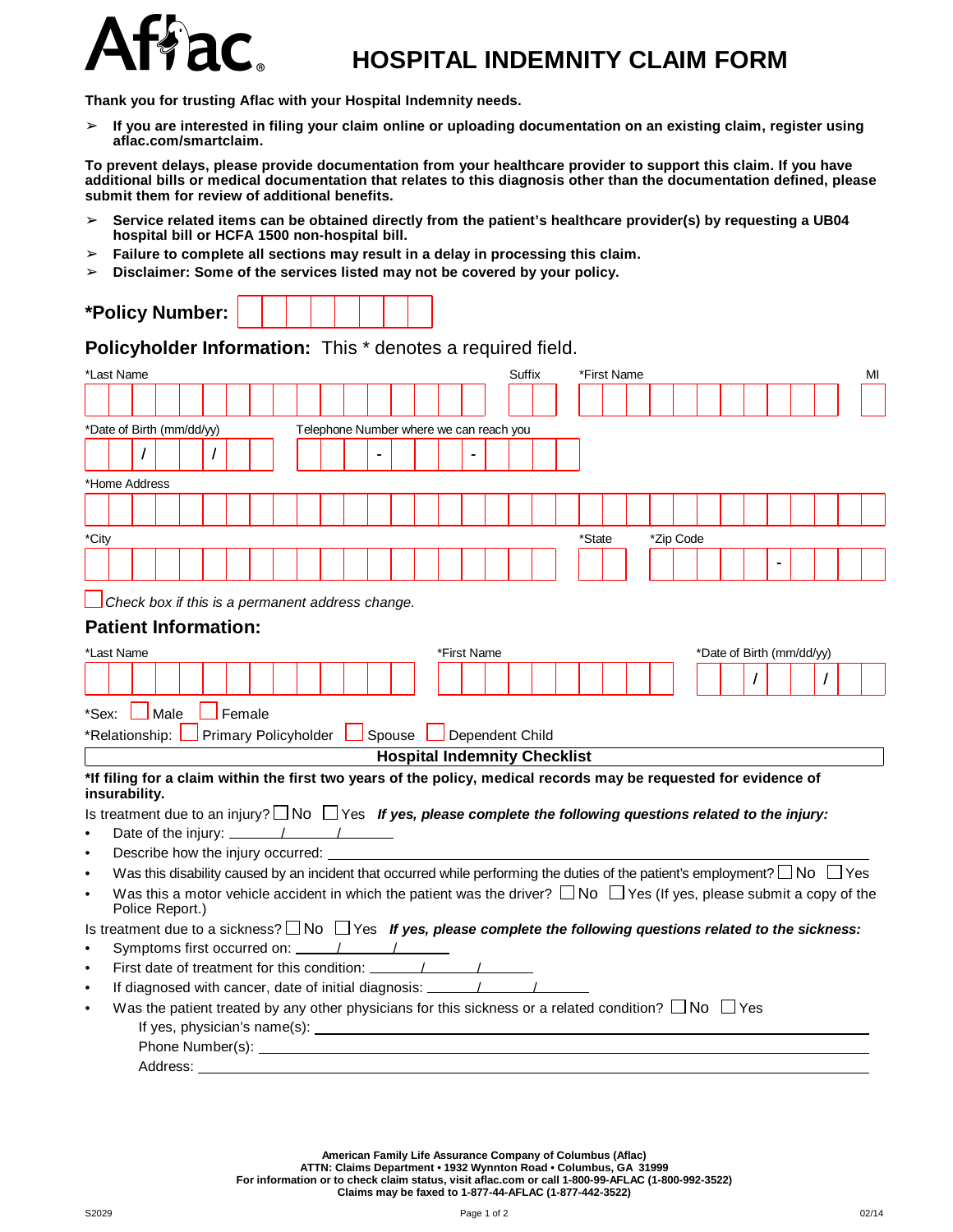# Aflac

# HOSPITAL INDEMNITY CLAIM FORM

**Thank you for trusting Aflac with your Hospital Indemnity needs.**

- **If you are interested in filing your claim online or uploading documentation on an existing claim, register using aflac.com/smartclaim.**

**To prevent delays, please provide documentation from your healthcare provider to support this claim. If you have additional bills or medical documentation that relates to this diagnosis other than the documentation defined, please submit them for review of additional benefits.**

- **Service related items can be obtained directly from the patient's healthcare provider(s) by requesting a UB04 hospital bill or HCFA 1500 non-hospital bill.**
- **Failure to complete all sections may result in a delay in processing this claim.**
- **Disclaimer: Some of the services listed may not be covered by your policy.**

**\*Policy Number:** ________

## Policyholder Information: This * denotes a required field.

\*Last Name ________ Suffix ____ \*First Name ________ MI ____

\*Date of Birth (mm/dd/yy) ____/____/____ Telephone Number where we can reach you ____-____-____

\*Home Address ________

\*City ________ \*State ____ \*Zip Code ________-____

☐ *Check box if this is a permanent address change.*

## Patient Information:

\*Last Name ________ \*First Name ________ \*Date of Birth (mm/dd/yy) ____/____/____

\*Sex: ☐ Male ☐ Female

\*Relationship: ☐ Primary Policyholder ☐ Spouse ☐ Dependent Child

### Hospital Indemnity Checklist

**\*If filing for a claim within the first two years of the policy, medical records may be requested for evidence of insurability.**

Is treatment due to an injury? ☐ No ☐ Yes ***If yes, please complete the following questions related to the injury:***

- Date of the injury: ____/____/____
- Describe how the injury occurred: ________
- Was this disability caused by an incident that occurred while performing the duties of the patient's employment? ☐ No ☐ Yes
- Was this a motor vehicle accident in which the patient was the driver? ☐ No ☐ Yes (If yes, please submit a copy of the Police Report.)

Is treatment due to a sickness? ☐ No ☐ Yes ***If yes, please complete the following questions related to the sickness:***

- Symptoms first occurred on: ____/____/____
- First date of treatment for this condition: ____/____/____
- If diagnosed with cancer, date of initial diagnosis: ____/____/____
- Was the patient treated by any other physicians for this sickness or a related condition? ☐ No ☐ Yes

  If yes, physician's name(s): ________

  Phone Number(s): ________

  Address: ________

**American Family Life Assurance Company of Columbus (Aflac)**
**ATTN: Claims Department • 1932 Wynnton Road • Columbus, GA 31999**
**For information or to check claim status, visit aflac.com or call 1-800-99-AFLAC (1-800-992-3522)**
**Claims may be faxed to 1-877-44-AFLAC (1-877-442-3522)**

S2029 02/14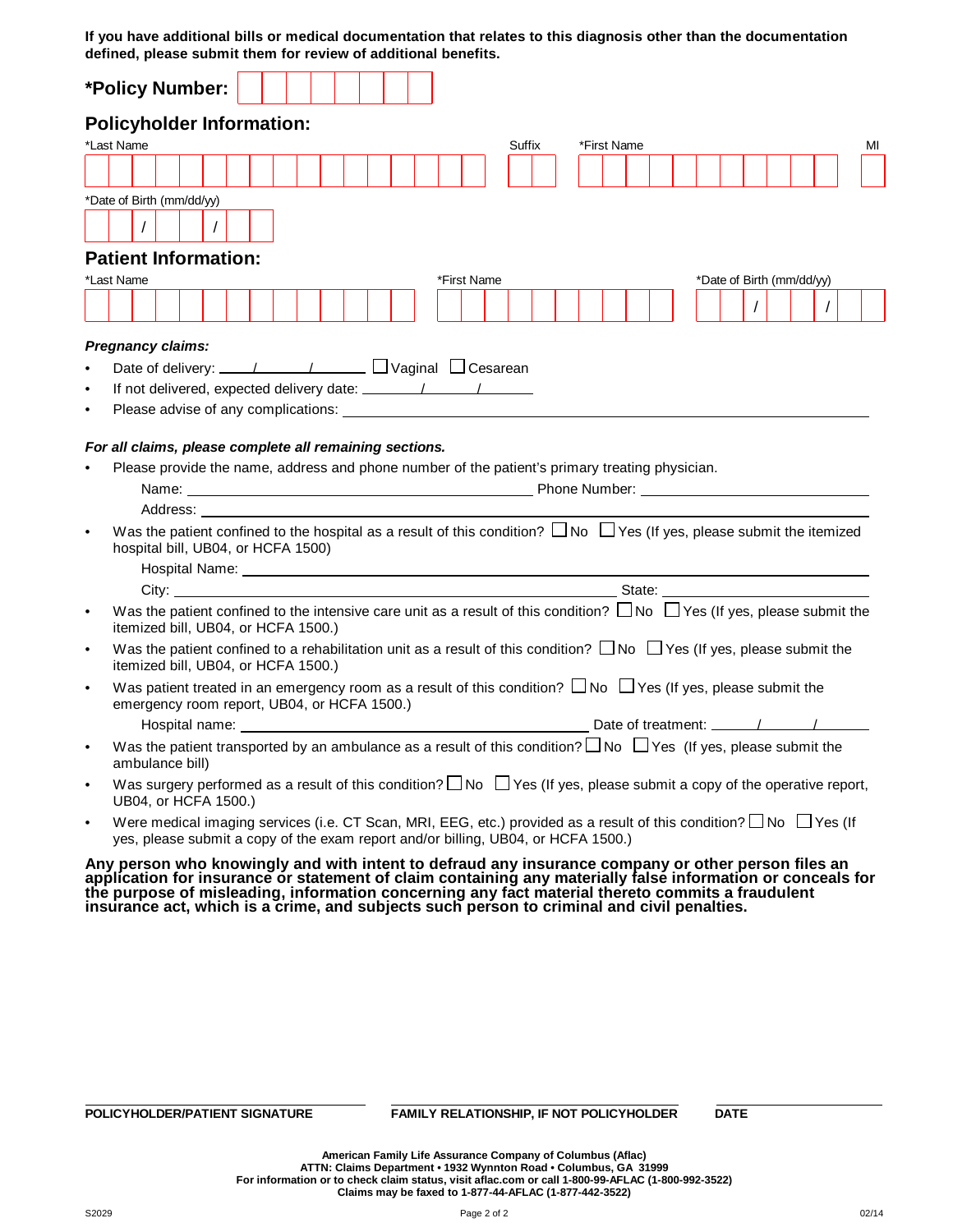**If you have additional bills or medical documentation that relates to this diagnosis other than the documentation defined, please submit them for review of additional benefits.**

## *Policy Number:

## Policyholder Information:

*Last Name | Suffix | *First Name | MI

*Date of Birth (mm/dd/yy) ___/___/___

## Patient Information:

*Last Name | *First Name | *Date of Birth (mm/dd/yy) ___/___/___

***Pregnancy claims:***

- Date of delivery: ___/___/___ ☐ Vaginal ☐ Cesarean
- If not delivered, expected delivery date: ___/___/___
- Please advise of any complications: ______

***For all claims, please complete all remaining sections.***

- Please provide the name, address and phone number of the patient's primary treating physician.
  
  Name: ______ Phone Number: ______
  
  Address: ______
- Was the patient confined to the hospital as a result of this condition? ☐ No ☐ Yes (If yes, please submit the itemized hospital bill, UB04, or HCFA 1500)
  
  Hospital Name: ______
  
  City: ______ State: ______
- Was the patient confined to the intensive care unit as a result of this condition? ☐ No ☐ Yes (If yes, please submit the itemized bill, UB04, or HCFA 1500.)
- Was the patient confined to a rehabilitation unit as a result of this condition? ☐ No ☐ Yes (If yes, please submit the itemized bill, UB04, or HCFA 1500.)
- Was patient treated in an emergency room as a result of this condition? ☐ No ☐ Yes (If yes, please submit the emergency room report, UB04, or HCFA 1500.)
  
  Hospital name: ______ Date of treatment: ___/___/___
- Was the patient transported by an ambulance as a result of this condition? ☐ No ☐ Yes (If yes, please submit the ambulance bill)
- Was surgery performed as a result of this condition? ☐ No ☐ Yes (If yes, please submit a copy of the operative report, UB04, or HCFA 1500.)
- Were medical imaging services (i.e. CT Scan, MRI, EEG, etc.) provided as a result of this condition? ☐ No ☐ Yes (If yes, please submit a copy of the exam report and/or billing, UB04, or HCFA 1500.)

**Any person who knowingly and with intent to defraud any insurance company or other person files an application for insurance or statement of claim containing any materially false information or conceals for the purpose of misleading, information concerning any fact material thereto commits a fraudulent insurance act, which is a crime, and subjects such person to criminal and civil penalties.**

______ ______ ______

**POLICYHOLDER/PATIENT SIGNATURE** | **FAMILY RELATIONSHIP, IF NOT POLICYHOLDER** | **DATE**

**American Family Life Assurance Company of Columbus (Aflac)**
**ATTN: Claims Department • 1932 Wynnton Road • Columbus, GA 31999**
**For information or to check claim status, visit aflac.com or call 1-800-99-AFLAC (1-800-992-3522)**
**Claims may be faxed to 1-877-44-AFLAC (1-877-442-3522)**

S2029 02/14